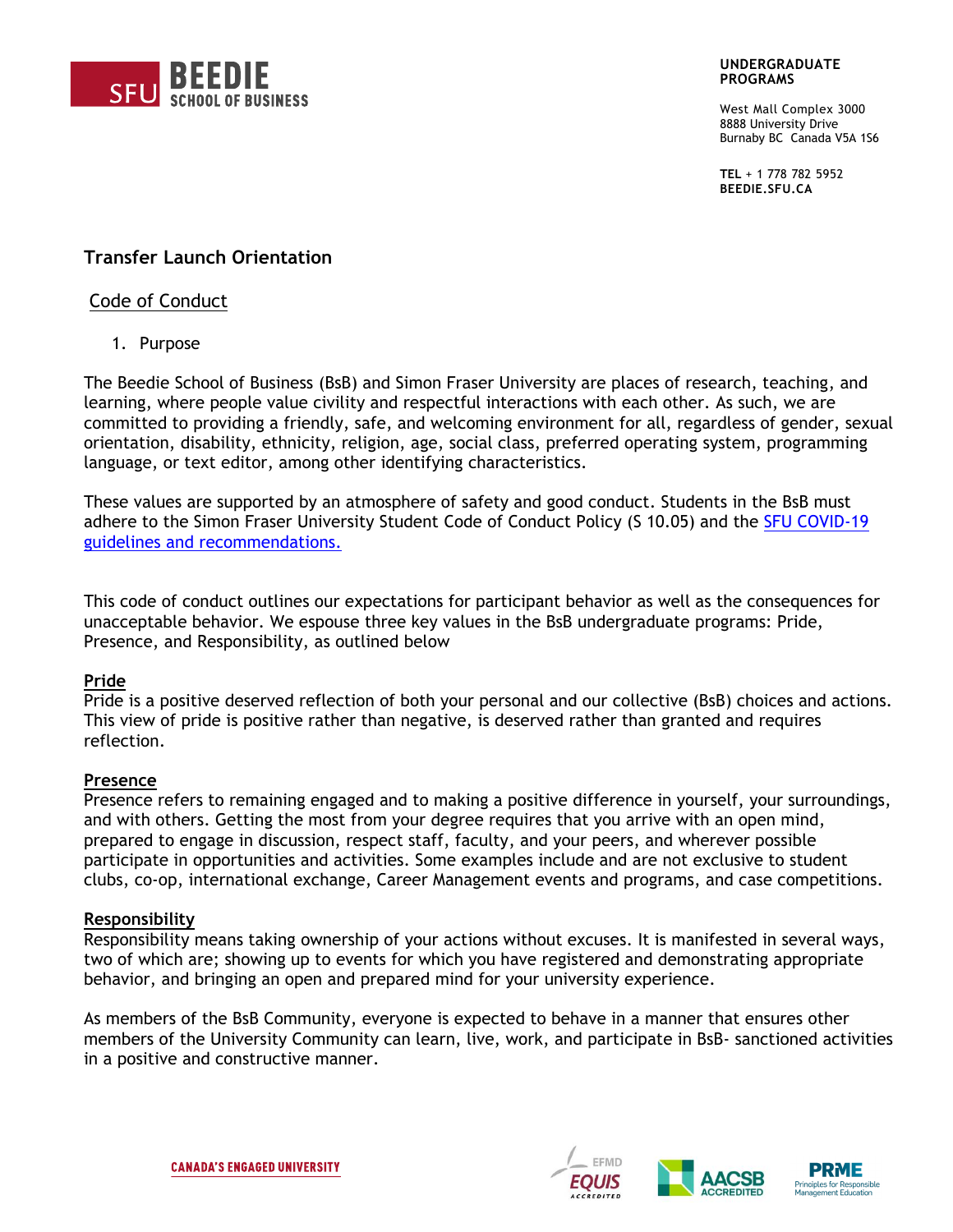SFU BEEDIE SCHOOL OF BUSINESS

**UNDERGRADUATE PROGRAMS**

West Mall Complex 3000
8888 University Drive
Burnaby BC Canada V5A 1S6

**TEL** + 1 778 782 5952
**BEEDIE.SFU.CA**

## Transfer Launch Orientation

### Code of Conduct

1. Purpose

The Beedie School of Business (BsB) and Simon Fraser University are places of research, teaching, and learning, where people value civility and respectful interactions with each other. As such, we are committed to providing a friendly, safe, and welcoming environment for all, regardless of gender, sexual orientation, disability, ethnicity, religion, age, social class, preferred operating system, programming language, or text editor, among other identifying characteristics.

These values are supported by an atmosphere of safety and good conduct. Students in the BsB must adhere to the Simon Fraser University Student Code of Conduct Policy (S 10.05) and the SFU COVID-19 guidelines and recommendations.

This code of conduct outlines our expectations for participant behavior as well as the consequences for unacceptable behavior. We espouse three key values in the BsB undergraduate programs: Pride, Presence, and Responsibility, as outlined below

**Pride**
Pride is a positive deserved reflection of both your personal and our collective (BsB) choices and actions. This view of pride is positive rather than negative, is deserved rather than granted and requires reflection.

**Presence**
Presence refers to remaining engaged and to making a positive difference in yourself, your surroundings, and with others. Getting the most from your degree requires that you arrive with an open mind, prepared to engage in discussion, respect staff, faculty, and your peers, and wherever possible participate in opportunities and activities. Some examples include and are not exclusive to student clubs, co-op, international exchange, Career Management events and programs, and case competitions.

**Responsibility**
Responsibility means taking ownership of your actions without excuses. It is manifested in several ways, two of which are; showing up to events for which you have registered and demonstrating appropriate behavior, and bringing an open and prepared mind for your university experience.

As members of the BsB Community, everyone is expected to behave in a manner that ensures other members of the University Community can learn, live, work, and participate in BsB- sanctioned activities in a positive and constructive manner.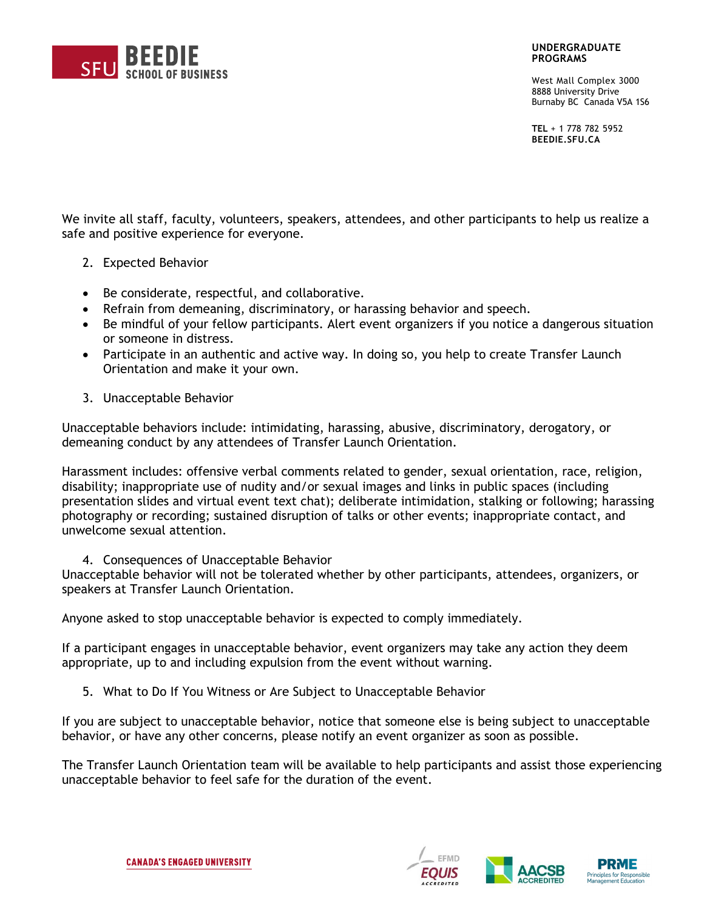We invite all staff, faculty, volunteers, speakers, attendees, and other participants to help us realize a safe and positive experience for everyone.

2. Expected Behavior

- Be considerate, respectful, and collaborative.
- Refrain from demeaning, discriminatory, or harassing behavior and speech.
- Be mindful of your fellow participants. Alert event organizers if you notice a dangerous situation or someone in distress.
- Participate in an authentic and active way. In doing so, you help to create Transfer Launch Orientation and make it your own.

3. Unacceptable Behavior

Unacceptable behaviors include: intimidating, harassing, abusive, discriminatory, derogatory, or demeaning conduct by any attendees of Transfer Launch Orientation.

Harassment includes: offensive verbal comments related to gender, sexual orientation, race, religion, disability; inappropriate use of nudity and/or sexual images and links in public spaces (including presentation slides and virtual event text chat); deliberate intimidation, stalking or following; harassing photography or recording; sustained disruption of talks or other events; inappropriate contact, and unwelcome sexual attention.

4. Consequences of Unacceptable Behavior

Unacceptable behavior will not be tolerated whether by other participants, attendees, organizers, or speakers at Transfer Launch Orientation.

Anyone asked to stop unacceptable behavior is expected to comply immediately.

If a participant engages in unacceptable behavior, event organizers may take any action they deem appropriate, up to and including expulsion from the event without warning.

5. What to Do If You Witness or Are Subject to Unacceptable Behavior

If you are subject to unacceptable behavior, notice that someone else is being subject to unacceptable behavior, or have any other concerns, please notify an event organizer as soon as possible.

The Transfer Launch Orientation team will be available to help participants and assist those experiencing unacceptable behavior to feel safe for the duration of the event.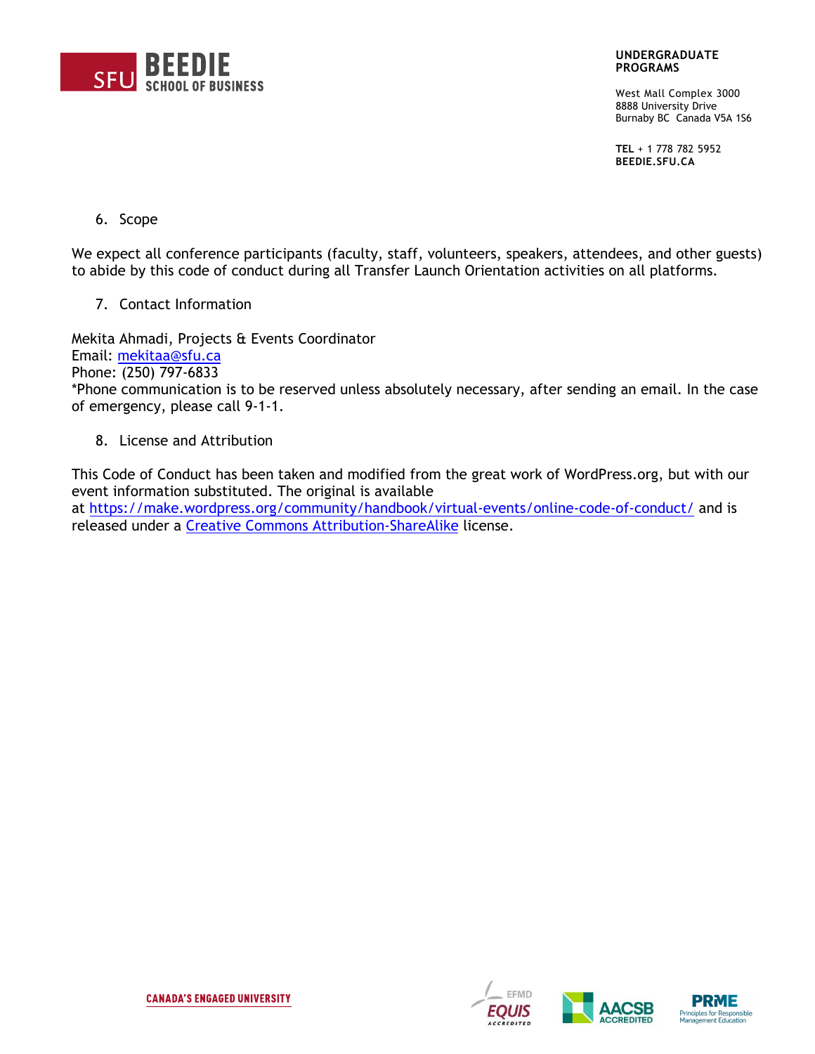6. Scope

We expect all conference participants (faculty, staff, volunteers, speakers, attendees, and other guests) to abide by this code of conduct during all Transfer Launch Orientation activities on all platforms.

7. Contact Information

Mekita Ahmadi, Projects & Events Coordinator
Email: mekitaa@sfu.ca
Phone: (250) 797-6833
*Phone communication is to be reserved unless absolutely necessary, after sending an email. In the case of emergency, please call 9-1-1.

8. License and Attribution

This Code of Conduct has been taken and modified from the great work of WordPress.org, but with our event information substituted. The original is available at https://make.wordpress.org/community/handbook/virtual-events/online-code-of-conduct/ and is released under a Creative Commons Attribution-ShareAlike license.